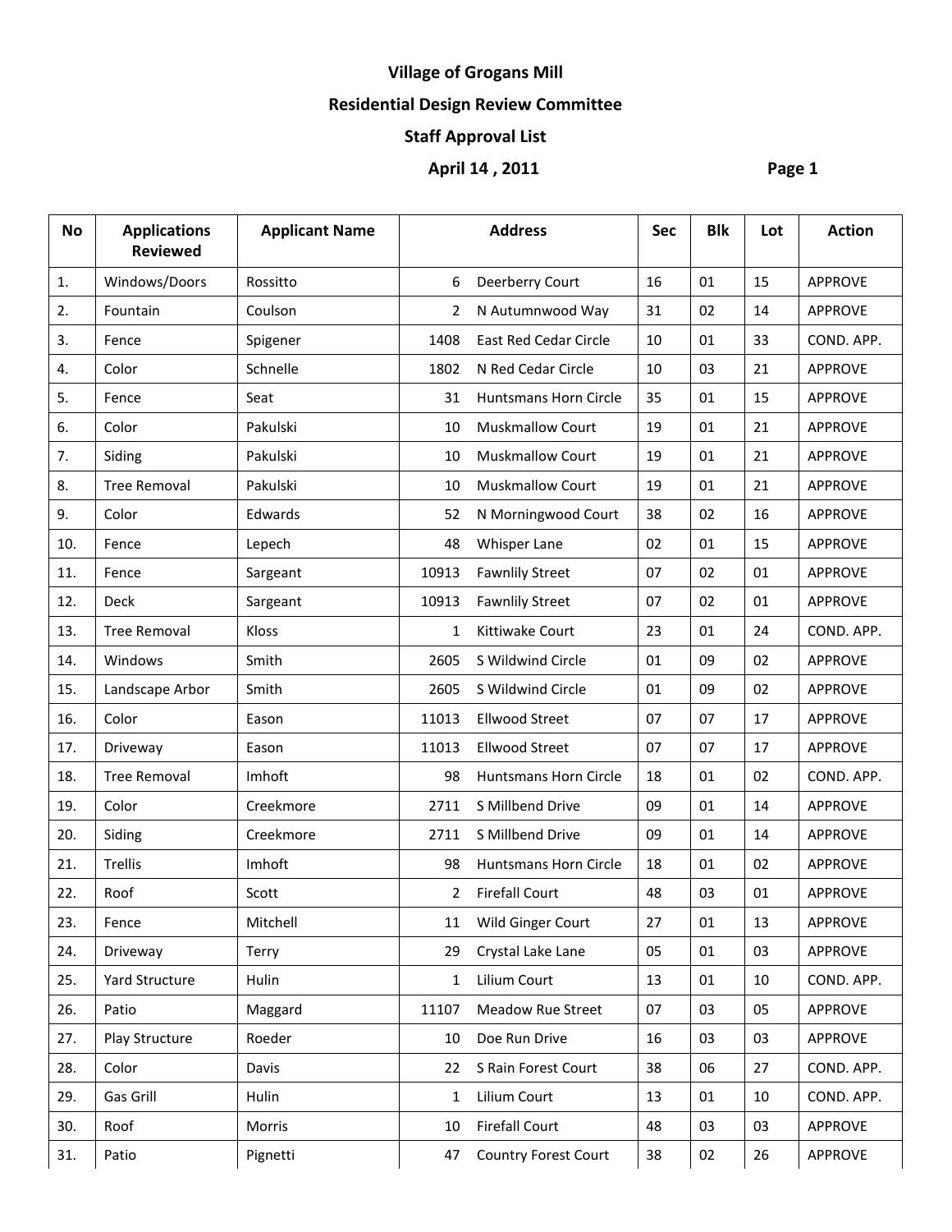# Village of Grogans Mill

## Residential Design Review Committee

## Staff Approval List

## April 14 , 2011

| No | Applications Reviewed | Applicant Name | Address | | Sec | Blk | Lot | Action |
|---|---|---|---|---|---|---|---|---|
| 1. | Windows/Doors | Rossitto | 6 | Deerberry Court | 16 | 01 | 15 | APPROVE |
| 2. | Fountain | Coulson | 2 | N Autumnwood Way | 31 | 02 | 14 | APPROVE |
| 3. | Fence | Spigener | 1408 | East Red Cedar Circle | 10 | 01 | 33 | COND. APP. |
| 4. | Color | Schnelle | 1802 | N Red Cedar Circle | 10 | 03 | 21 | APPROVE |
| 5. | Fence | Seat | 31 | Huntsmans Horn Circle | 35 | 01 | 15 | APPROVE |
| 6. | Color | Pakulski | 10 | Muskmallow Court | 19 | 01 | 21 | APPROVE |
| 7. | Siding | Pakulski | 10 | Muskmallow Court | 19 | 01 | 21 | APPROVE |
| 8. | Tree Removal | Pakulski | 10 | Muskmallow Court | 19 | 01 | 21 | APPROVE |
| 9. | Color | Edwards | 52 | N Morningwood Court | 38 | 02 | 16 | APPROVE |
| 10. | Fence | Lepech | 48 | Whisper Lane | 02 | 01 | 15 | APPROVE |
| 11. | Fence | Sargeant | 10913 | Fawnlily Street | 07 | 02 | 01 | APPROVE |
| 12. | Deck | Sargeant | 10913 | Fawnlily Street | 07 | 02 | 01 | APPROVE |
| 13. | Tree Removal | Kloss | 1 | Kittiwake Court | 23 | 01 | 24 | COND. APP. |
| 14. | Windows | Smith | 2605 | S Wildwind Circle | 01 | 09 | 02 | APPROVE |
| 15. | Landscape Arbor | Smith | 2605 | S Wildwind Circle | 01 | 09 | 02 | APPROVE |
| 16. | Color | Eason | 11013 | Ellwood Street | 07 | 07 | 17 | APPROVE |
| 17. | Driveway | Eason | 11013 | Ellwood Street | 07 | 07 | 17 | APPROVE |
| 18. | Tree Removal | Imhoft | 98 | Huntsmans Horn Circle | 18 | 01 | 02 | COND. APP. |
| 19. | Color | Creekmore | 2711 | S Millbend Drive | 09 | 01 | 14 | APPROVE |
| 20. | Siding | Creekmore | 2711 | S Millbend Drive | 09 | 01 | 14 | APPROVE |
| 21. | Trellis | Imhoft | 98 | Huntsmans Horn Circle | 18 | 01 | 02 | APPROVE |
| 22. | Roof | Scott | 2 | Firefall Court | 48 | 03 | 01 | APPROVE |
| 23. | Fence | Mitchell | 11 | Wild Ginger Court | 27 | 01 | 13 | APPROVE |
| 24. | Driveway | Terry | 29 | Crystal Lake Lane | 05 | 01 | 03 | APPROVE |
| 25. | Yard Structure | Hulin | 1 | Lilium Court | 13 | 01 | 10 | COND. APP. |
| 26. | Patio | Maggard | 11107 | Meadow Rue Street | 07 | 03 | 05 | APPROVE |
| 27. | Play Structure | Roeder | 10 | Doe Run Drive | 16 | 03 | 03 | APPROVE |
| 28. | Color | Davis | 22 | S Rain Forest Court | 38 | 06 | 27 | COND. APP. |
| 29. | Gas Grill | Hulin | 1 | Lilium Court | 13 | 01 | 10 | COND. APP. |
| 30. | Roof | Morris | 10 | Firefall Court | 48 | 03 | 03 | APPROVE |
| 31. | Patio | Pignetti | 47 | Country Forest Court | 38 | 02 | 26 | APPROVE |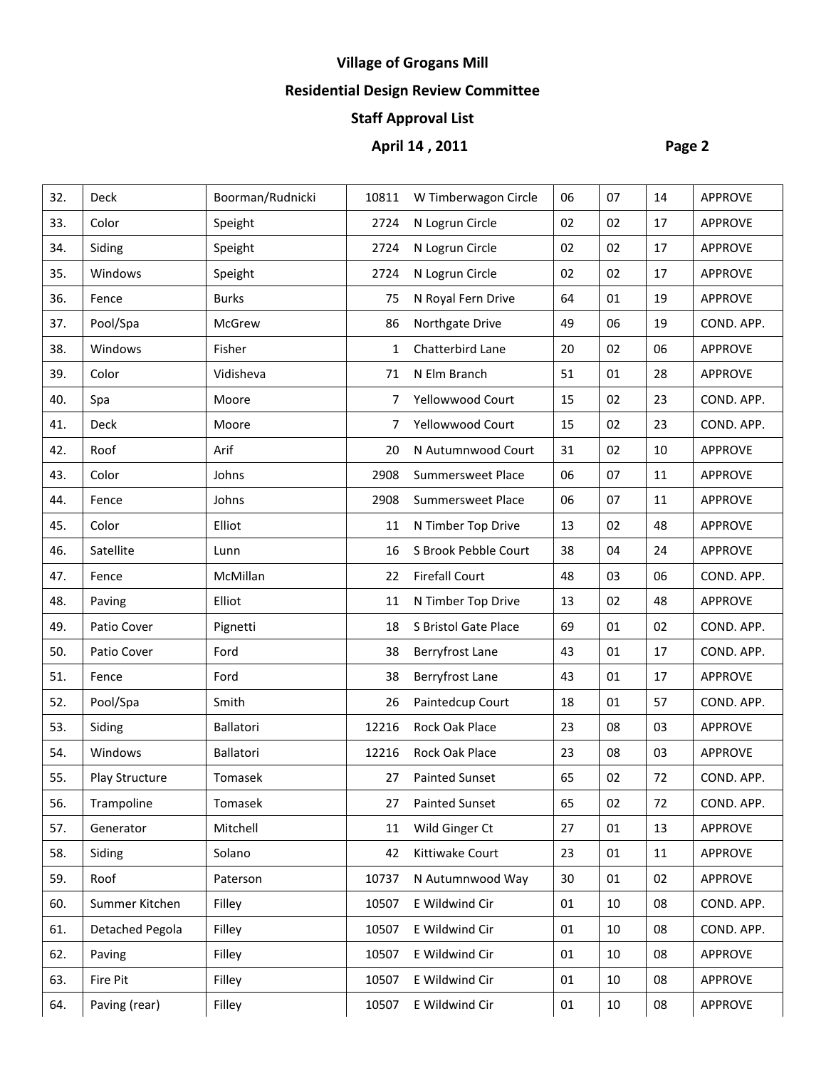**Village of Grogans Mill**

**Residential Design Review Committee**

**Staff Approval List**

**April 14 , 2011**

| 32. | Deck | Boorman/Rudnicki | 10811 | W Timberwagon Circle | 06 | 07 | 14 | APPROVE |
|---|---|---|---|---|---|---|---|---|
| 33. | Color | Speight | 2724 | N Logrun Circle | 02 | 02 | 17 | APPROVE |
| 34. | Siding | Speight | 2724 | N Logrun Circle | 02 | 02 | 17 | APPROVE |
| 35. | Windows | Speight | 2724 | N Logrun Circle | 02 | 02 | 17 | APPROVE |
| 36. | Fence | Burks | 75 | N Royal Fern Drive | 64 | 01 | 19 | APPROVE |
| 37. | Pool/Spa | McGrew | 86 | Northgate Drive | 49 | 06 | 19 | COND. APP. |
| 38. | Windows | Fisher | 1 | Chatterbird Lane | 20 | 02 | 06 | APPROVE |
| 39. | Color | Vidisheva | 71 | N Elm Branch | 51 | 01 | 28 | APPROVE |
| 40. | Spa | Moore | 7 | Yellowwood Court | 15 | 02 | 23 | COND. APP. |
| 41. | Deck | Moore | 7 | Yellowwood Court | 15 | 02 | 23 | COND. APP. |
| 42. | Roof | Arif | 20 | N Autumnwood Court | 31 | 02 | 10 | APPROVE |
| 43. | Color | Johns | 2908 | Summersweet Place | 06 | 07 | 11 | APPROVE |
| 44. | Fence | Johns | 2908 | Summersweet Place | 06 | 07 | 11 | APPROVE |
| 45. | Color | Elliot | 11 | N Timber Top Drive | 13 | 02 | 48 | APPROVE |
| 46. | Satellite | Lunn | 16 | S Brook Pebble Court | 38 | 04 | 24 | APPROVE |
| 47. | Fence | McMillan | 22 | Firefall Court | 48 | 03 | 06 | COND. APP. |
| 48. | Paving | Elliot | 11 | N Timber Top Drive | 13 | 02 | 48 | APPROVE |
| 49. | Patio Cover | Pignetti | 18 | S Bristol Gate Place | 69 | 01 | 02 | COND. APP. |
| 50. | Patio Cover | Ford | 38 | Berryfrost Lane | 43 | 01 | 17 | COND. APP. |
| 51. | Fence | Ford | 38 | Berryfrost Lane | 43 | 01 | 17 | APPROVE |
| 52. | Pool/Spa | Smith | 26 | Paintedcup Court | 18 | 01 | 57 | COND. APP. |
| 53. | Siding | Ballatori | 12216 | Rock Oak Place | 23 | 08 | 03 | APPROVE |
| 54. | Windows | Ballatori | 12216 | Rock Oak Place | 23 | 08 | 03 | APPROVE |
| 55. | Play Structure | Tomasek | 27 | Painted Sunset | 65 | 02 | 72 | COND. APP. |
| 56. | Trampoline | Tomasek | 27 | Painted Sunset | 65 | 02 | 72 | COND. APP. |
| 57. | Generator | Mitchell | 11 | Wild Ginger Ct | 27 | 01 | 13 | APPROVE |
| 58. | Siding | Solano | 42 | Kittiwake Court | 23 | 01 | 11 | APPROVE |
| 59. | Roof | Paterson | 10737 | N Autumnwood Way | 30 | 01 | 02 | APPROVE |
| 60. | Summer Kitchen | Filley | 10507 | E Wildwind Cir | 01 | 10 | 08 | COND. APP. |
| 61. | Detached Pegola | Filley | 10507 | E Wildwind Cir | 01 | 10 | 08 | COND. APP. |
| 62. | Paving | Filley | 10507 | E Wildwind Cir | 01 | 10 | 08 | APPROVE |
| 63. | Fire Pit | Filley | 10507 | E Wildwind Cir | 01 | 10 | 08 | APPROVE |
| 64. | Paving (rear) | Filley | 10507 | E Wildwind Cir | 01 | 10 | 08 | APPROVE |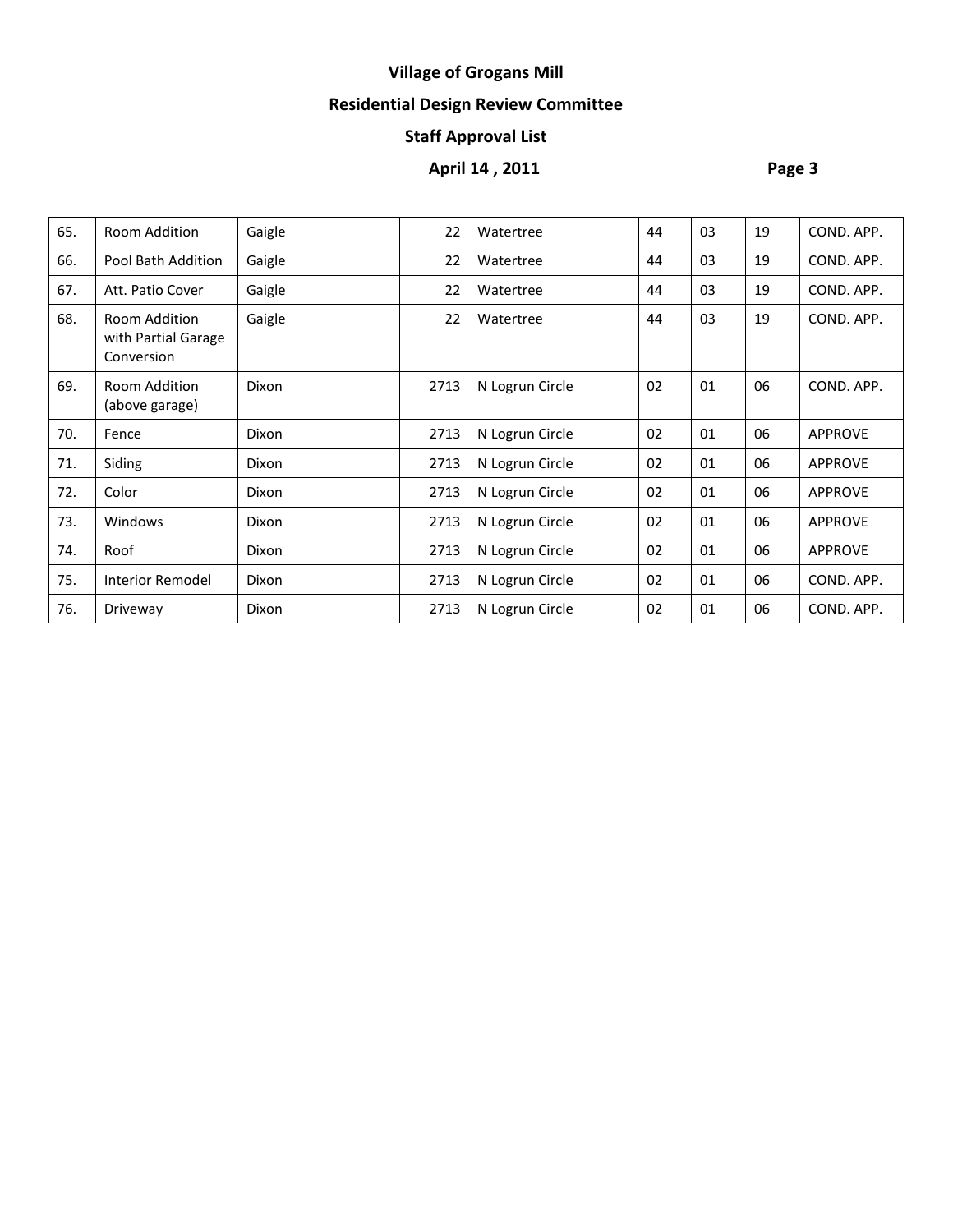**Village of Grogans Mill**

**Residential Design Review Committee**

**Staff Approval List**

**April 14 , 2011**

| | | | | | | | | |
|---|---|---|---|---|---|---|---|---|
| 65. | Room Addition | Gaigle | 22 | Watertree | 44 | 03 | 19 | COND. APP. |
| 66. | Pool Bath Addition | Gaigle | 22 | Watertree | 44 | 03 | 19 | COND. APP. |
| 67. | Att. Patio Cover | Gaigle | 22 | Watertree | 44 | 03 | 19 | COND. APP. |
| 68. | Room Addition with Partial Garage Conversion | Gaigle | 22 | Watertree | 44 | 03 | 19 | COND. APP. |
| 69. | Room Addition (above garage) | Dixon | 2713 | N Logrun Circle | 02 | 01 | 06 | COND. APP. |
| 70. | Fence | Dixon | 2713 | N Logrun Circle | 02 | 01 | 06 | APPROVE |
| 71. | Siding | Dixon | 2713 | N Logrun Circle | 02 | 01 | 06 | APPROVE |
| 72. | Color | Dixon | 2713 | N Logrun Circle | 02 | 01 | 06 | APPROVE |
| 73. | Windows | Dixon | 2713 | N Logrun Circle | 02 | 01 | 06 | APPROVE |
| 74. | Roof | Dixon | 2713 | N Logrun Circle | 02 | 01 | 06 | APPROVE |
| 75. | Interior Remodel | Dixon | 2713 | N Logrun Circle | 02 | 01 | 06 | COND. APP. |
| 76. | Driveway | Dixon | 2713 | N Logrun Circle | 02 | 01 | 06 | COND. APP. |